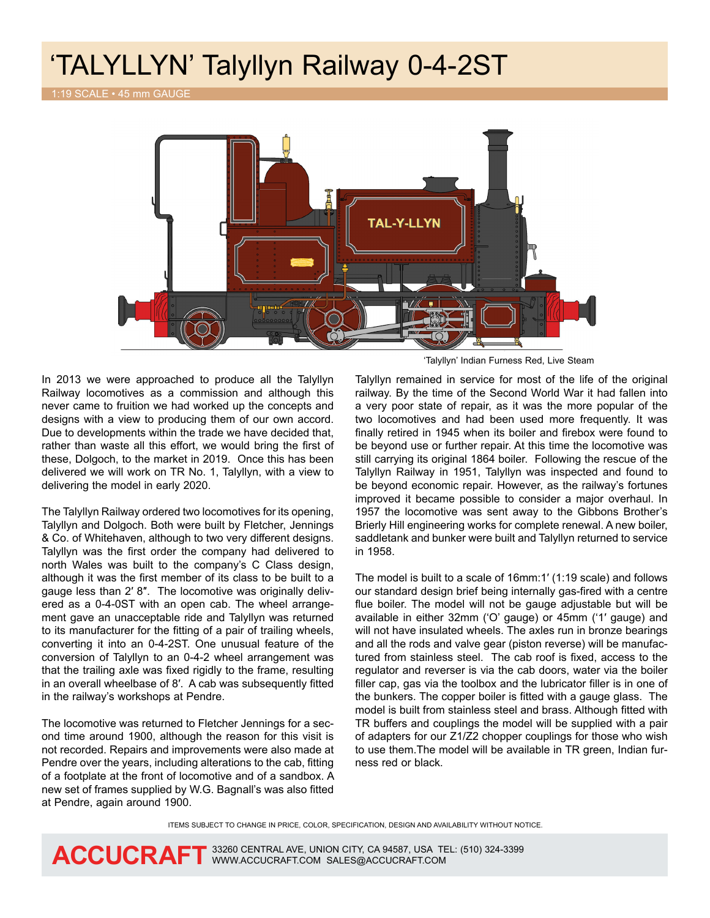# ‘TALYLLYN’ Talyllyn Railway 0-4-2ST

1:19 SCALE • 45 mm GAUGE

‘Talyllyn’ Indian Furness Red, Live Steam

In 2013 we were approached to produce all the Talyllyn Railway locomotives as a commission and although this never came to fruition we had worked up the concepts and designs with a view to producing them of our own accord. Due to developments within the trade we have decided that, rather than waste all this effort, we would bring the first of these, Dolgoch, to the market in 2019. Once this has been delivered we will work on TR No. 1, Talyllyn, with a view to delivering the model in early 2020.

The Talyllyn Railway ordered two locomotives for its opening, Talyllyn and Dolgoch. Both were built by Fletcher, Jennings & Co. of Whitehaven, although to two very different designs. Talyllyn was the first order the company had delivered to north Wales was built to the company’s C Class design, although it was the first member of its class to be built to a gauge less than 2′ 8″. The locomotive was originally delivered as a 0-4-0ST with an open cab. The wheel arrangement gave an unacceptable ride and Talyllyn was returned to its manufacturer for the fitting of a pair of trailing wheels, converting it into an 0-4-2ST. One unusual feature of the conversion of Talyllyn to an 0-4-2 wheel arrangement was that the trailing axle was fixed rigidly to the frame, resulting in an overall wheelbase of 8′. A cab was subsequently fitted in the railway’s workshops at Pendre.

The locomotive was returned to Fletcher Jennings for a second time around 1900, although the reason for this visit is not recorded. Repairs and improvements were also made at Pendre over the years, including alterations to the cab, fitting of a footplate at the front of locomotive and of a sandbox. A new set of frames supplied by W.G. Bagnall’s was also fitted at Pendre, again around 1900.

Talyllyn remained in service for most of the life of the original railway. By the time of the Second World War it had fallen into a very poor state of repair, as it was the more popular of the two locomotives and had been used more frequently. It was finally retired in 1945 when its boiler and firebox were found to be beyond use or further repair. At this time the locomotive was still carrying its original 1864 boiler. Following the rescue of the Talyllyn Railway in 1951, Talyllyn was inspected and found to be beyond economic repair. However, as the railway’s fortunes improved it became possible to consider a major overhaul. In 1957 the locomotive was sent away to the Gibbons Brother’s Brierly Hill engineering works for complete renewal. A new boiler, saddletank and bunker were built and Talyllyn returned to service in 1958.

The model is built to a scale of 16mm:1′ (1:19 scale) and follows our standard design brief being internally gas-fired with a centre flue boiler. The model will not be gauge adjustable but will be available in either 32mm (‘O’ gauge) or 45mm (‘1′ gauge) and will not have insulated wheels. The axles run in bronze bearings and all the rods and valve gear (piston reverse) will be manufactured from stainless steel. The cab roof is fixed, access to the regulator and reverser is via the cab doors, water via the boiler filler cap, gas via the toolbox and the lubricator filler is in one of the bunkers. The copper boiler is fitted with a gauge glass. The model is built from stainless steel and brass. Although fitted with TR buffers and couplings the model will be supplied with a pair of adapters for our Z1/Z2 chopper couplings for those who wish to use them.The model will be available in TR green, Indian furness red or black.

ITEMS SUBJECT TO CHANGE IN PRICE, COLOR, SPECIFICATION, DESIGN AND AVAILABILITY WITHOUT NOTICE.

**ACCUCRAFT** 33260 CENTRAL AVE, UNION CITY, CA 94587, USA TEL: (510) 324-3399
WWW.ACCUCRAFT.COM SALES@ACCUCRAFT.COM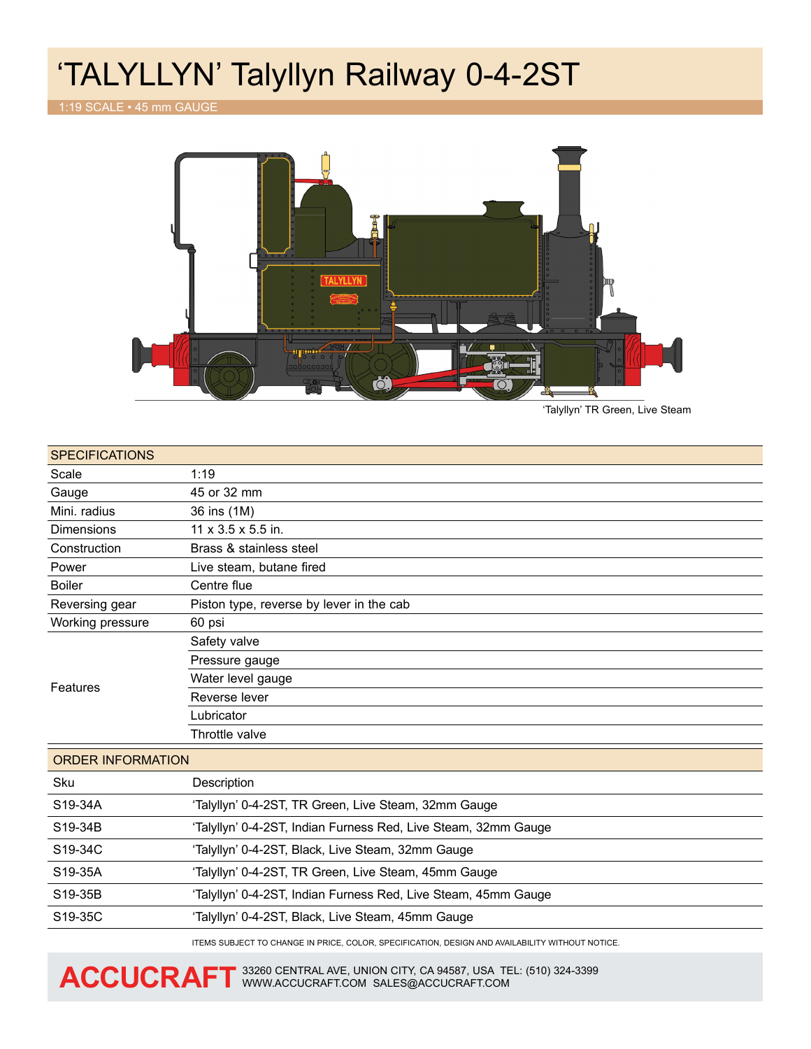# ‘TALYLLYN’ Talyllyn Railway 0-4-2ST

1:19 SCALE • 45 mm GAUGE

‘Talyllyn’ TR Green, Live Steam

| SPECIFICATIONS | |
|---|---|
| Scale | 1:19 |
| Gauge | 45 or 32 mm |
| Mini. radius | 36 ins (1M) |
| Dimensions | 11 x 3.5 x 5.5 in. |
| Construction | Brass & stainless steel |
| Power | Live steam, butane fired |
| Boiler | Centre flue |
| Reversing gear | Piston type, reverse by lever in the cab |
| Working pressure | 60 psi |
| Features | Safety valve |
| | Pressure gauge |
| | Water level gauge |
| | Reverse lever |
| | Lubricator |
| | Throttle valve |

## ORDER INFORMATION

| Sku | Description |
|---|---|
| S19-34A | ‘Talyllyn’ 0-4-2ST, TR Green, Live Steam, 32mm Gauge |
| S19-34B | ‘Talyllyn’ 0-4-2ST, Indian Furness Red, Live Steam, 32mm Gauge |
| S19-34C | ‘Talyllyn’ 0-4-2ST, Black, Live Steam, 32mm Gauge |
| S19-35A | ‘Talyllyn’ 0-4-2ST, TR Green, Live Steam, 45mm Gauge |
| S19-35B | ‘Talyllyn’ 0-4-2ST, Indian Furness Red, Live Steam, 45mm Gauge |
| S19-35C | ‘Talyllyn’ 0-4-2ST, Black, Live Steam, 45mm Gauge |

ITEMS SUBJECT TO CHANGE IN PRICE, COLOR, SPECIFICATION, DESIGN AND AVAILABILITY WITHOUT NOTICE.

**ACCUCRAFT** 33260 CENTRAL AVE, UNION CITY, CA 94587, USA TEL: (510) 324-3399
WWW.ACCUCRAFT.COM SALES@ACCUCRAFT.COM